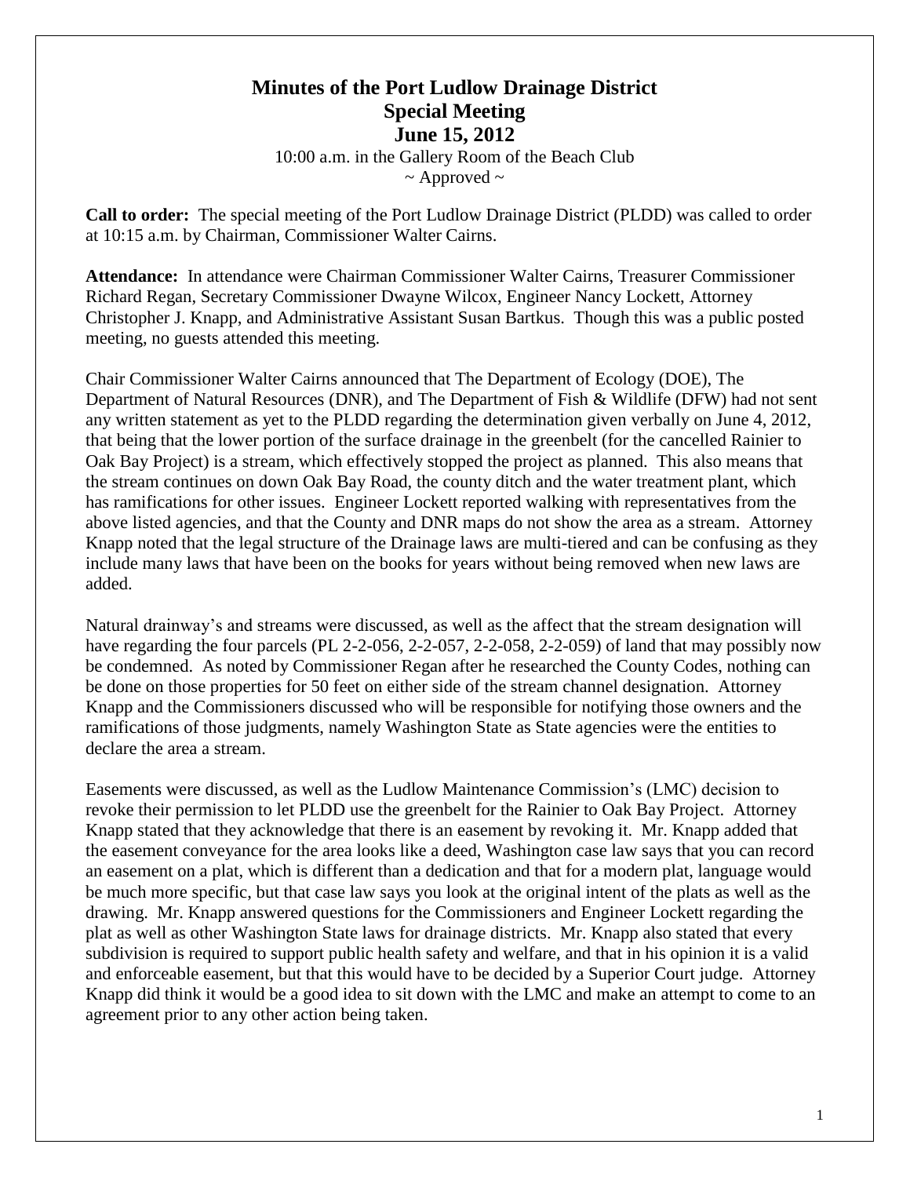# Minutes of the Port Ludlow Drainage District
## Special Meeting
## June 15, 2012

10:00 a.m. in the Gallery Room of the Beach Club
~ Approved ~

**Call to order:** The special meeting of the Port Ludlow Drainage District (PLDD) was called to order at 10:15 a.m. by Chairman, Commissioner Walter Cairns.

**Attendance:** In attendance were Chairman Commissioner Walter Cairns, Treasurer Commissioner Richard Regan, Secretary Commissioner Dwayne Wilcox, Engineer Nancy Lockett, Attorney Christopher J. Knapp, and Administrative Assistant Susan Bartkus. Though this was a public posted meeting, no guests attended this meeting.

Chair Commissioner Walter Cairns announced that The Department of Ecology (DOE), The Department of Natural Resources (DNR), and The Department of Fish & Wildlife (DFW) had not sent any written statement as yet to the PLDD regarding the determination given verbally on June 4, 2012, that being that the lower portion of the surface drainage in the greenbelt (for the cancelled Rainier to Oak Bay Project) is a stream, which effectively stopped the project as planned. This also means that the stream continues on down Oak Bay Road, the county ditch and the water treatment plant, which has ramifications for other issues. Engineer Lockett reported walking with representatives from the above listed agencies, and that the County and DNR maps do not show the area as a stream. Attorney Knapp noted that the legal structure of the Drainage laws are multi-tiered and can be confusing as they include many laws that have been on the books for years without being removed when new laws are added.

Natural drainway's and streams were discussed, as well as the affect that the stream designation will have regarding the four parcels (PL 2-2-056, 2-2-057, 2-2-058, 2-2-059) of land that may possibly now be condemned. As noted by Commissioner Regan after he researched the County Codes, nothing can be done on those properties for 50 feet on either side of the stream channel designation. Attorney Knapp and the Commissioners discussed who will be responsible for notifying those owners and the ramifications of those judgments, namely Washington State as State agencies were the entities to declare the area a stream.

Easements were discussed, as well as the Ludlow Maintenance Commission's (LMC) decision to revoke their permission to let PLDD use the greenbelt for the Rainier to Oak Bay Project. Attorney Knapp stated that they acknowledge that there is an easement by revoking it. Mr. Knapp added that the easement conveyance for the area looks like a deed, Washington case law says that you can record an easement on a plat, which is different than a dedication and that for a modern plat, language would be much more specific, but that case law says you look at the original intent of the plats as well as the drawing. Mr. Knapp answered questions for the Commissioners and Engineer Lockett regarding the plat as well as other Washington State laws for drainage districts. Mr. Knapp also stated that every subdivision is required to support public health safety and welfare, and that in his opinion it is a valid and enforceable easement, but that this would have to be decided by a Superior Court judge. Attorney Knapp did think it would be a good idea to sit down with the LMC and make an attempt to come to an agreement prior to any other action being taken.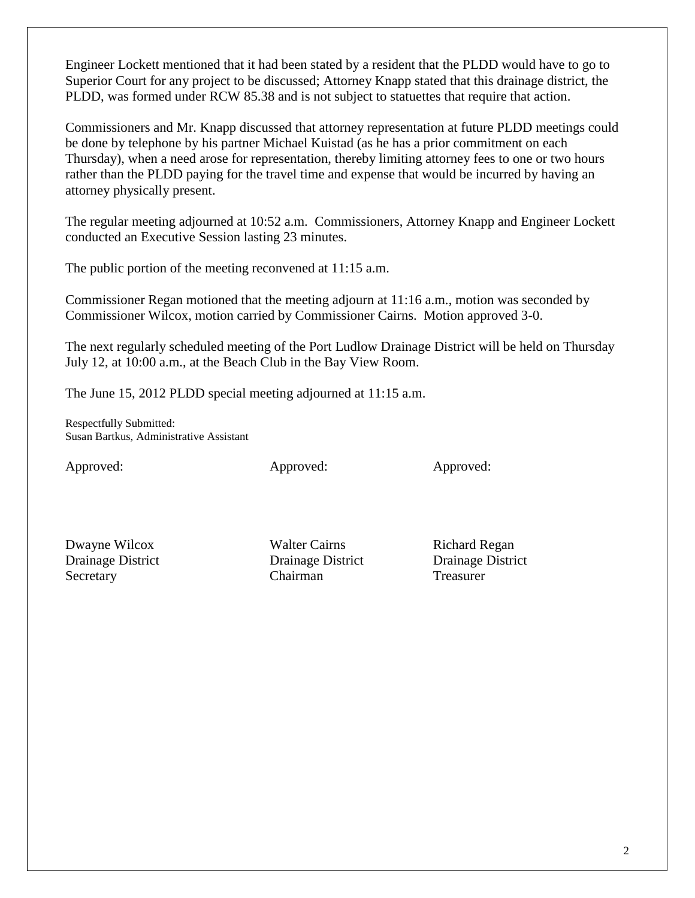Engineer Lockett mentioned that it had been stated by a resident that the PLDD would have to go to Superior Court for any project to be discussed; Attorney Knapp stated that this drainage district, the PLDD, was formed under RCW 85.38 and is not subject to statuettes that require that action.

Commissioners and Mr. Knapp discussed that attorney representation at future PLDD meetings could be done by telephone by his partner Michael Kuistad (as he has a prior commitment on each Thursday), when a need arose for representation, thereby limiting attorney fees to one or two hours rather than the PLDD paying for the travel time and expense that would be incurred by having an attorney physically present.

The regular meeting adjourned at 10:52 a.m. Commissioners, Attorney Knapp and Engineer Lockett conducted an Executive Session lasting 23 minutes.

The public portion of the meeting reconvened at 11:15 a.m.

Commissioner Regan motioned that the meeting adjourn at 11:16 a.m., motion was seconded by Commissioner Wilcox, motion carried by Commissioner Cairns. Motion approved 3-0.

The next regularly scheduled meeting of the Port Ludlow Drainage District will be held on Thursday July 12, at 10:00 a.m., at the Beach Club in the Bay View Room.

The June 15, 2012 PLDD special meeting adjourned at 11:15 a.m.

Respectfully Submitted:
Susan Bartkus, Administrative Assistant

| | | |
|---|---|---|
| Approved: | Approved: | Approved: |
| Dwayne Wilcox<br>Drainage District<br>Secretary | Walter Cairns<br>Drainage District<br>Chairman | Richard Regan<br>Drainage District<br>Treasurer |